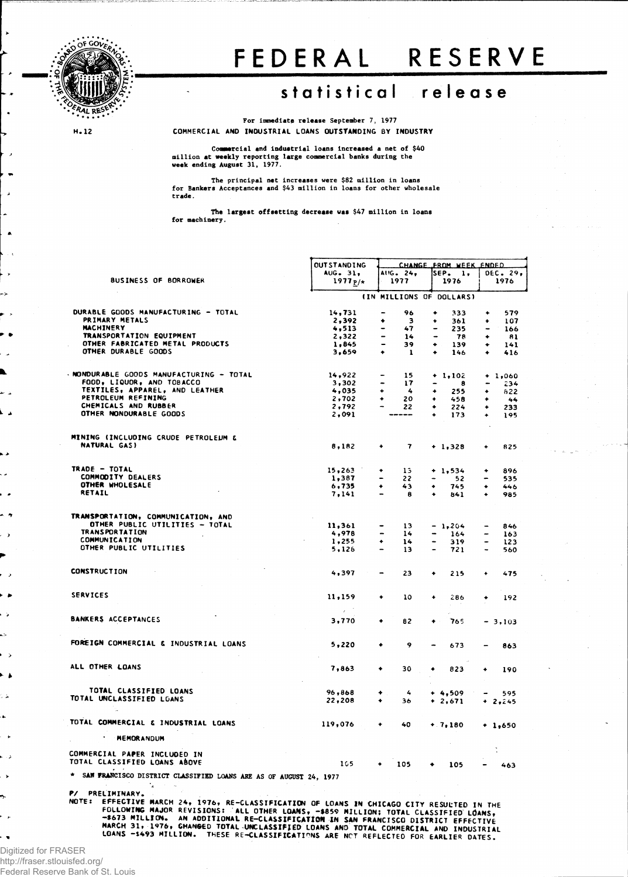# FEDERAL RESERVE

## statistical release

H.12

For immediate release September 7, 1977

COMMERCIAL AND INDUSTRIAL LOANS OUTSTANDING BY INDUSTRY

Commercial and industrial loans increased a net of $40 million at weekly reporting large commercial banks during the week ending August 31, 1977.

The principal net increases were $82 million in loans for Bankers Acceptances and $43 million in loans for other wholesale trade.

The largest offsetting decrease was $47 million in loans for machinery.

| BUSINESS OF BORROWER | OUTSTANDING AUG. 31, 1977 P/* | CHANGE FROM WEEK ENDED AUG. 24, 1977 | SEP. 1, 1976 | DEC. 29, 1976 |
|---|---|---|---|---|
| | (IN MILLIONS OF DOLLARS) | | | |
| DURABLE GOODS MANUFACTURING - TOTAL | 14,731 | - 96 | + 333 | + 579 |
| PRIMARY METALS | 2,392 | + 3 | + 361 | + 107 |
| MACHINERY | 4,513 | - 47 | - 235 | - 166 |
| TRANSPORTATION EQUIPMENT | 2,322 | - 14 | - 78 | + 81 |
| OTHER FABRICATED METAL PRODUCTS | 1,845 | - 39 | + 139 | + 141 |
| OTHER DURABLE GOODS | 3,659 | + 1 | + 146 | + 416 |
| NONDURABLE GOODS MANUFACTURING - TOTAL | 14,922 | - 15 | + 1,102 | + 1,060 |
| FOOD, LIQUOR, AND TOBACCO | 3,302 | - 17 | - 8 | - 234 |
| TEXTILES, APPAREL, AND LEATHER | 4,035 | + 4 | + 255 | + 622 |
| PETROLEUM REFINING | 2,702 | + 20 | + 458 | + 44 |
| CHEMICALS AND RUBBER | 2,792 | - 22 | + 224 | + 233 |
| OTHER NONDURABLE GOODS | 2,091 | ----- | + 173 | + 195 |
| MINING (INCLUDING CRUDE PETROLEUM & NATURAL GAS) | 8,182 | + 7 | + 1,328 | + 825 |
| TRADE - TOTAL | 15,263 | + 13 | + 1,534 | + 896 |
| COMMODITY DEALERS | 1,387 | - 22 | - 52 | - 535 |
| OTHER WHOLESALE | 6,735 | + 43 | + 745 | + 446 |
| RETAIL | 7,141 | - 8 | + 841 | + 985 |
| TRANSPORTATION, COMMUNICATION, AND OTHER PUBLIC UTILITIES - TOTAL | 11,361 | - 13 | - 1,204 | - 846 |
| TRANSPORTATION | 4,978 | - 14 | - 164 | - 163 |
| COMMUNICATION | 1,255 | + 14 | - 319 | - 123 |
| OTHER PUBLIC UTILITIES | 5,128 | - 13 | - 721 | - 560 |
| CONSTRUCTION | 4,397 | - 23 | + 215 | + 475 |
| SERVICES | 11,159 | + 10 | + 286 | + 192 |
| BANKERS ACCEPTANCES | 3,770 | + 82 | + 765 | - 3,103 |
| FOREIGN COMMERCIAL & INDUSTRIAL LOANS | 5,220 | + 9 | - 673 | - 863 |
| ALL OTHER LOANS | 7,863 | + 30 | + 823 | + 190 |
| TOTAL CLASSIFIED LOANS | 96,868 | + 4 | + 4,509 | - 595 |
| TOTAL UNCLASSIFIED LOANS | 22,208 | + 36 | + 2,671 | + 2,245 |
| TOTAL COMMERCIAL & INDUSTRIAL LOANS | 119,076 | + 40 | + 7,180 | + 1,650 |
| MEMORANDUM | | | | |
| COMMERCIAL PAPER INCLUDED IN TOTAL CLASSIFIED LOANS ABOVE | 105 | + 105 | + 105 | - 463 |

\* SAN FRANCISCO DISTRICT CLASSIFIED LOANS ARE AS OF AUGUST 24, 1977

P/ PRELIMINARY.

NOTE: EFFECTIVE MARCH 24, 1976, RE-CLASSIFICATION OF LOANS IN CHICAGO CITY RESULTED IN THE FOLLOWING MAJOR REVISIONS: ALL OTHER LOANS, -$859 MILLION; TOTAL CLASSIFIED LOANS, -$673 MILLION. AN ADDITIONAL RE-CLASSIFICATION IN SAN FRANCISCO DISTRICT EFFECTIVE MARCH 31, 1976, CHANGED TOTAL UNCLASSIFIED LOANS AND TOTAL COMMERCIAL AND INDUSTRIAL LOANS -$493 MILLION. THESE RE-CLASSIFICATIONS ARE NOT REFLECTED FOR EARLIER DATES.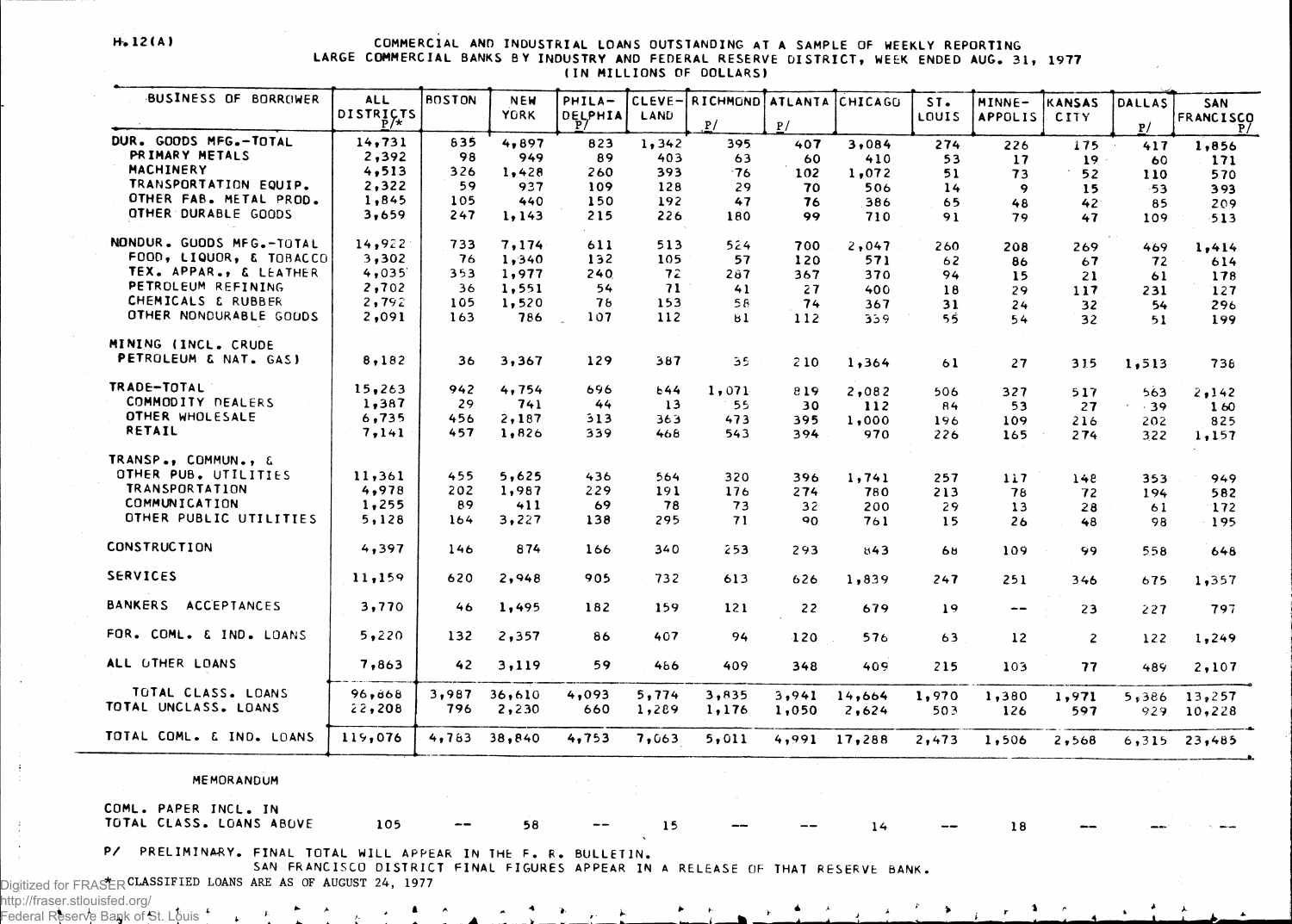H.12(A)

COMMERCIAL AND INDUSTRIAL LOANS OUTSTANDING AT A SAMPLE OF WEEKLY REPORTING LARGE COMMERCIAL BANKS BY INDUSTRY AND FEDERAL RESERVE DISTRICT, WEEK ENDED AUG. 31, 1977
(IN MILLIONS OF DOLLARS)

| BUSINESS OF BORROWER | ALL DISTRICTS P/* | BOSTON | NEW YORK | PHILA-DELPHIA P/ | CLEVE-LAND | RICHMOND P/ | ATLANTA P/ | CHICAGO | ST. LOUIS | MINNE-APOLIS | KANSAS CITY | DALLAS P/ | SAN FRANCISCO P/ |
|---|---|---|---|---|---|---|---|---|---|---|---|---|---|
| DUR. GOODS MFG.-TOTAL | 14,731 | 835 | 4,897 | 823 | 1,342 | 395 | 407 | 3,084 | 274 | 226 | 175 | 417 | 1,856 |
| PRIMARY METALS | 2,392 | 98 | 949 | 89 | 403 | 63 | 60 | 410 | 53 | 17 | 19 | 60 | 171 |
| MACHINERY | 4,513 | 326 | 1,428 | 260 | 393 | 76 | 102 | 1,072 | 51 | 73 | 52 | 110 | 570 |
| TRANSPORTATION EQUIP. | 2,322 | 59 | 937 | 109 | 128 | 29 | 70 | 506 | 14 | 9 | 15 | 53 | 393 |
| OTHER FAB. METAL PROD. | 1,845 | 105 | 440 | 150 | 192 | 47 | 76 | 386 | 65 | 48 | 42 | 85 | 209 |
| OTHER DURABLE GOODS | 3,659 | 247 | 1,143 | 215 | 226 | 180 | 99 | 710 | 91 | 79 | 47 | 109 | 513 |
| NONDUR. GOODS MFG.-TOTAL | 14,922 | 733 | 7,174 | 611 | 513 | 524 | 700 | 2,047 | 260 | 208 | 269 | 469 | 1,414 |
| FOOD, LIQUOR, & TOBACCO | 3,302 | 76 | 1,340 | 132 | 105 | 57 | 120 | 571 | 62 | 86 | 67 | 72 | 614 |
| TEX. APPAR., & LEATHER | 4,035 | 353 | 1,977 | 240 | 72 | 287 | 367 | 370 | 94 | 15 | 21 | 61 | 178 |
| PETROLEUM REFINING | 2,702 | 36 | 1,551 | 54 | 71 | 41 | 27 | 400 | 18 | 29 | 117 | 231 | 127 |
| CHEMICALS & RUBBER | 2,792 | 105 | 1,520 | 76 | 153 | 58 | 74 | 367 | 31 | 24 | 32 | 54 | 296 |
| OTHER NONDURABLE GOODS | 2,091 | 163 | 786 | 107 | 112 | 61 | 112 | 339 | 55 | 54 | 32 | 51 | 199 |
| MINING (INCL. CRUDE PETROLEUM & NAT. GAS) | 8,182 | 36 | 3,367 | 129 | 387 | 35 | 210 | 1,364 | 61 | 27 | 315 | 1,513 | 738 |
| TRADE-TOTAL | 15,263 | 942 | 4,754 | 696 | 644 | 1,071 | 819 | 2,082 | 506 | 327 | 517 | 563 | 2,142 |
| COMMODITY DEALERS | 1,387 | 29 | 741 | 44 | 13 | 55 | 30 | 112 | 84 | 53 | 27 | 39 | 160 |
| OTHER WHOLESALE | 6,735 | 456 | 2,187 | 313 | 363 | 473 | 395 | 1,000 | 196 | 109 | 216 | 202 | 825 |
| RETAIL | 7,141 | 457 | 1,826 | 339 | 468 | 543 | 394 | 970 | 226 | 165 | 274 | 322 | 1,157 |
| TRANSP., COMMUN., & OTHER PUB. UTILITIES | 11,361 | 455 | 5,625 | 436 | 564 | 320 | 396 | 1,741 | 257 | 117 | 148 | 353 | 949 |
| TRANSPORTATION | 4,978 | 202 | 1,987 | 229 | 191 | 176 | 274 | 780 | 213 | 78 | 72 | 194 | 582 |
| COMMUNICATION | 1,255 | 89 | 411 | 69 | 78 | 73 | 32 | 200 | 29 | 13 | 28 | 61 | 172 |
| OTHER PUBLIC UTILITIES | 5,128 | 164 | 3,227 | 138 | 295 | 71 | 90 | 761 | 15 | 26 | 48 | 98 | 195 |
| CONSTRUCTION | 4,397 | 146 | 874 | 166 | 340 | 253 | 293 | 843 | 68 | 109 | 99 | 558 | 648 |
| SERVICES | 11,159 | 620 | 2,948 | 905 | 732 | 613 | 626 | 1,839 | 247 | 251 | 346 | 675 | 1,357 |
| BANKERS ACCEPTANCES | 3,770 | 46 | 1,495 | 182 | 159 | 121 | 22 | 679 | 19 | -- | 23 | 227 | 797 |
| FOR. COML. & IND. LOANS | 5,220 | 132 | 2,357 | 86 | 407 | 94 | 120 | 576 | 63 | 12 | 2 | 122 | 1,249 |
| ALL OTHER LOANS | 7,863 | 42 | 3,119 | 59 | 466 | 409 | 348 | 409 | 215 | 103 | 77 | 489 | 2,107 |
| TOTAL CLASS. LOANS | 96,868 | 3,987 | 36,610 | 4,093 | 5,774 | 3,835 | 3,941 | 14,664 | 1,970 | 1,380 | 1,971 | 5,386 | 13,257 |
| TOTAL UNCLASS. LOANS | 22,208 | 796 | 2,230 | 660 | 1,289 | 1,176 | 1,050 | 2,624 | 503 | 126 | 597 | 929 | 10,228 |
| TOTAL COML. & IND. LOANS | 119,076 | 4,783 | 38,840 | 4,753 | 7,063 | 5,011 | 4,991 | 17,288 | 2,473 | 1,506 | 2,568 | 6,315 | 23,485 |

MEMORANDUM

| | | | | | | | | | | | | | |
|---|---|---|---|---|---|---|---|---|---|---|---|---|---|
| COML. PAPER INCL. IN TOTAL CLASS. LOANS ABOVE | 105 | -- | 58 | -- | 15 | -- | -- | 14 | -- | 18 | -- | -- | -- |

P/ PRELIMINARY. FINAL TOTAL WILL APPEAR IN THE F. R. BULLETIN.
SAN FRANCISCO DISTRICT FINAL FIGURES APPEAR IN A RELEASE OF THAT RESERVE BANK.

* CLASSIFIED LOANS ARE AS OF AUGUST 24, 1977